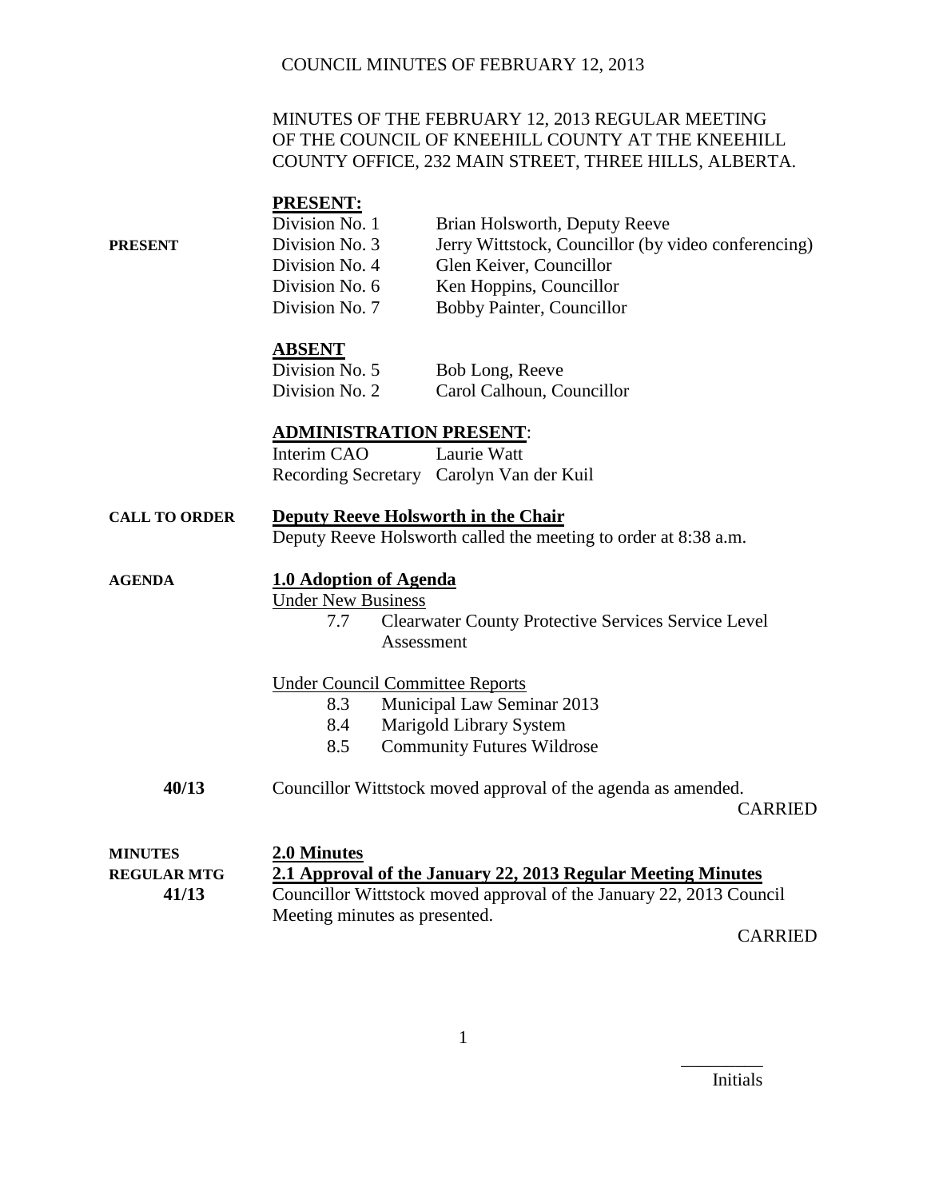MINUTES OF THE FEBRUARY 12, 2013 REGULAR MEETING OF THE COUNCIL OF KNEEHILL COUNTY AT THE KNEEHILL COUNTY OFFICE, 232 MAIN STREET, THREE HILLS, ALBERTA.

**PRESENT:**

| | | |
|---|---|---|
| **PRESENT** | Division No. 1 | Brian Holsworth, Deputy Reeve |
| | Division No. 3 | Jerry Wittstock, Councillor (by video conferencing) |
| | Division No. 4 | Glen Keiver, Councillor |
| | Division No. 6 | Ken Hoppins, Councillor |
| | Division No. 7 | Bobby Painter, Councillor |

**ABSENT**

| | |
|---|---|
| Division No. 5 | Bob Long, Reeve |
| Division No. 2 | Carol Calhoun, Councillor |

**ADMINISTRATION PRESENT**:

| | |
|---|---|
| Interim CAO | Laurie Watt |
| Recording Secretary | Carolyn Van der Kuil |

**CALL TO ORDER**

**Deputy Reeve Holsworth in the Chair**

Deputy Reeve Holsworth called the meeting to order at 8:38 a.m.

**AGENDA**

**1.0 Adoption of Agenda**

Under New Business

- 7.7 Clearwater County Protective Services Service Level Assessment

Under Council Committee Reports

- 8.3 Municipal Law Seminar 2013
- 8.4 Marigold Library System
- 8.5 Community Futures Wildrose

**40/13** Councillor Wittstock moved approval of the agenda as amended.

CARRIED

**MINUTES**
**REGULAR MTG**

**2.0 Minutes**

**2.1 Approval of the January 22, 2013 Regular Meeting Minutes**

**41/13** Councillor Wittstock moved approval of the January 22, 2013 Council Meeting minutes as presented.

CARRIED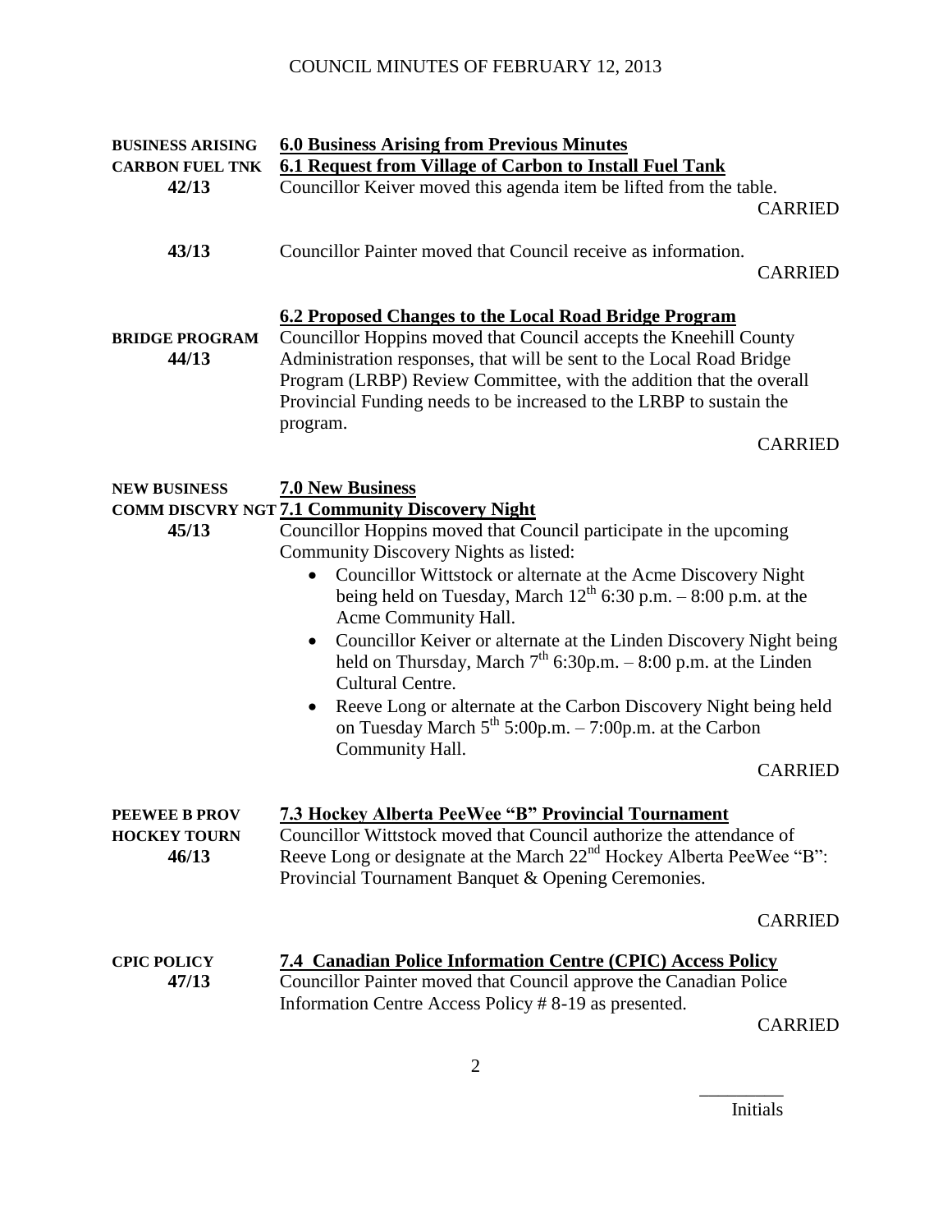**BUSINESS ARISING** **6.0 Business Arising from Previous Minutes**

**CARBON FUEL TNK** **6.1 Request from Village of Carbon to Install Fuel Tank**

**42/13** Councillor Keiver moved this agenda item be lifted from the table.

CARRIED

**43/13** Councillor Painter moved that Council receive as information.

CARRIED

**6.2 Proposed Changes to the Local Road Bridge Program**

**BRIDGE PROGRAM**
**44/13** Councillor Hoppins moved that Council accepts the Kneehill County Administration responses, that will be sent to the Local Road Bridge Program (LRBP) Review Committee, with the addition that the overall Provincial Funding needs to be increased to the LRBP to sustain the program.

CARRIED

**NEW BUSINESS** **7.0 New Business**

**COMM DISCVRY NGT** **7.1 Community Discovery Night**

**45/13** Councillor Hoppins moved that Council participate in the upcoming Community Discovery Nights as listed:

- Councillor Wittstock or alternate at the Acme Discovery Night being held on Tuesday, March 12th 6:30 p.m. – 8:00 p.m. at the Acme Community Hall.
- Councillor Keiver or alternate at the Linden Discovery Night being held on Thursday, March 7th 6:30p.m. – 8:00 p.m. at the Linden Cultural Centre.
- Reeve Long or alternate at the Carbon Discovery Night being held on Tuesday March 5th 5:00p.m. – 7:00p.m. at the Carbon Community Hall.

CARRIED

**PEEWEE B PROV HOCKEY TOURN** **7.3 Hockey Alberta PeeWee "B" Provincial Tournament**

**46/13** Councillor Wittstock moved that Council authorize the attendance of Reeve Long or designate at the March 22nd Hockey Alberta PeeWee "B": Provincial Tournament Banquet & Opening Ceremonies.

CARRIED

**CPIC POLICY** **7.4 Canadian Police Information Centre (CPIC) Access Policy**

**47/13** Councillor Painter moved that Council approve the Canadian Police Information Centre Access Policy # 8-19 as presented.

CARRIED

_________
Initials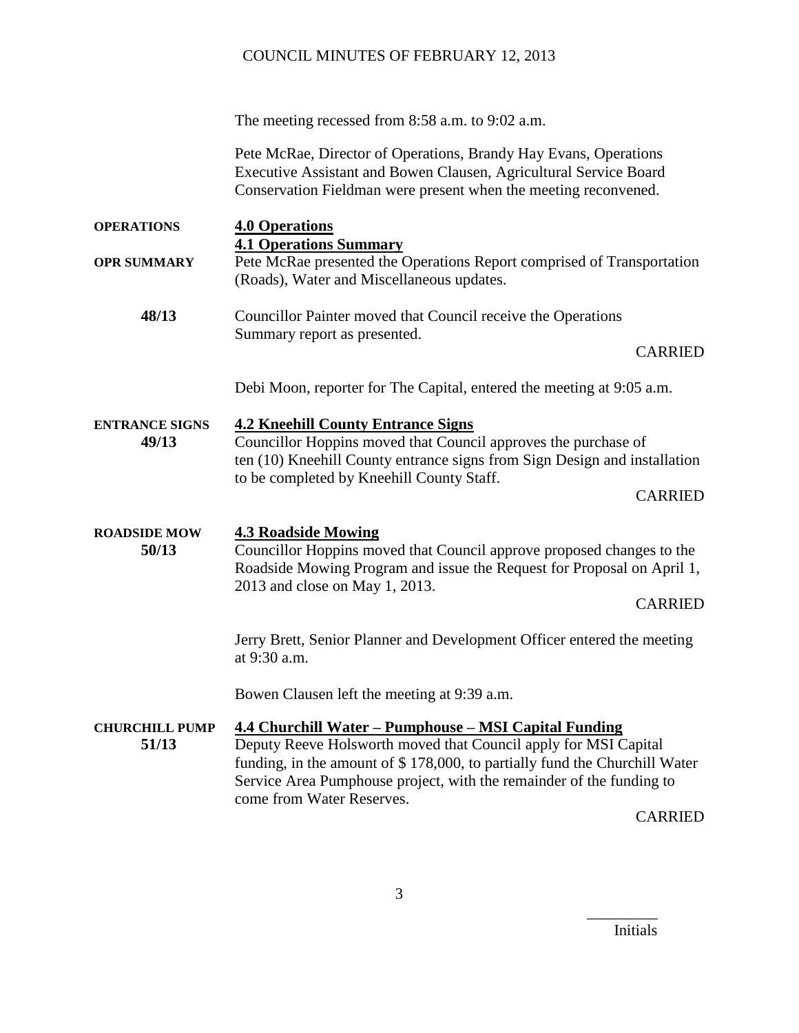The meeting recessed from 8:58 a.m. to 9:02 a.m.

Pete McRae, Director of Operations, Brandy Hay Evans, Operations Executive Assistant and Bowen Clausen, Agricultural Service Board Conservation Fieldman were present when the meeting reconvened.

**OPERATIONS**

**4.0 Operations**

**4.1 Operations Summary**

**OPR SUMMARY**

Pete McRae presented the Operations Report comprised of Transportation (Roads), Water and Miscellaneous updates.

**48/13**

Councillor Painter moved that Council receive the Operations Summary report as presented.

CARRIED

Debi Moon, reporter for The Capital, entered the meeting at 9:05 a.m.

**ENTRANCE SIGNS**
**49/13**

**4.2 Kneehill County Entrance Signs**

Councillor Hoppins moved that Council approves the purchase of ten (10) Kneehill County entrance signs from Sign Design and installation to be completed by Kneehill County Staff.

CARRIED

**ROADSIDE MOW**
**50/13**

**4.3 Roadside Mowing**

Councillor Hoppins moved that Council approve proposed changes to the Roadside Mowing Program and issue the Request for Proposal on April 1, 2013 and close on May 1, 2013.

CARRIED

Jerry Brett, Senior Planner and Development Officer entered the meeting at 9:30 a.m.

Bowen Clausen left the meeting at 9:39 a.m.

**CHURCHILL PUMP**
**51/13**

**4.4 Churchill Water – Pumphouse – MSI Capital Funding**

Deputy Reeve Holsworth moved that Council apply for MSI Capital funding, in the amount of $ 178,000, to partially fund the Churchill Water Service Area Pumphouse project, with the remainder of the funding to come from Water Reserves.

CARRIED

_________
Initials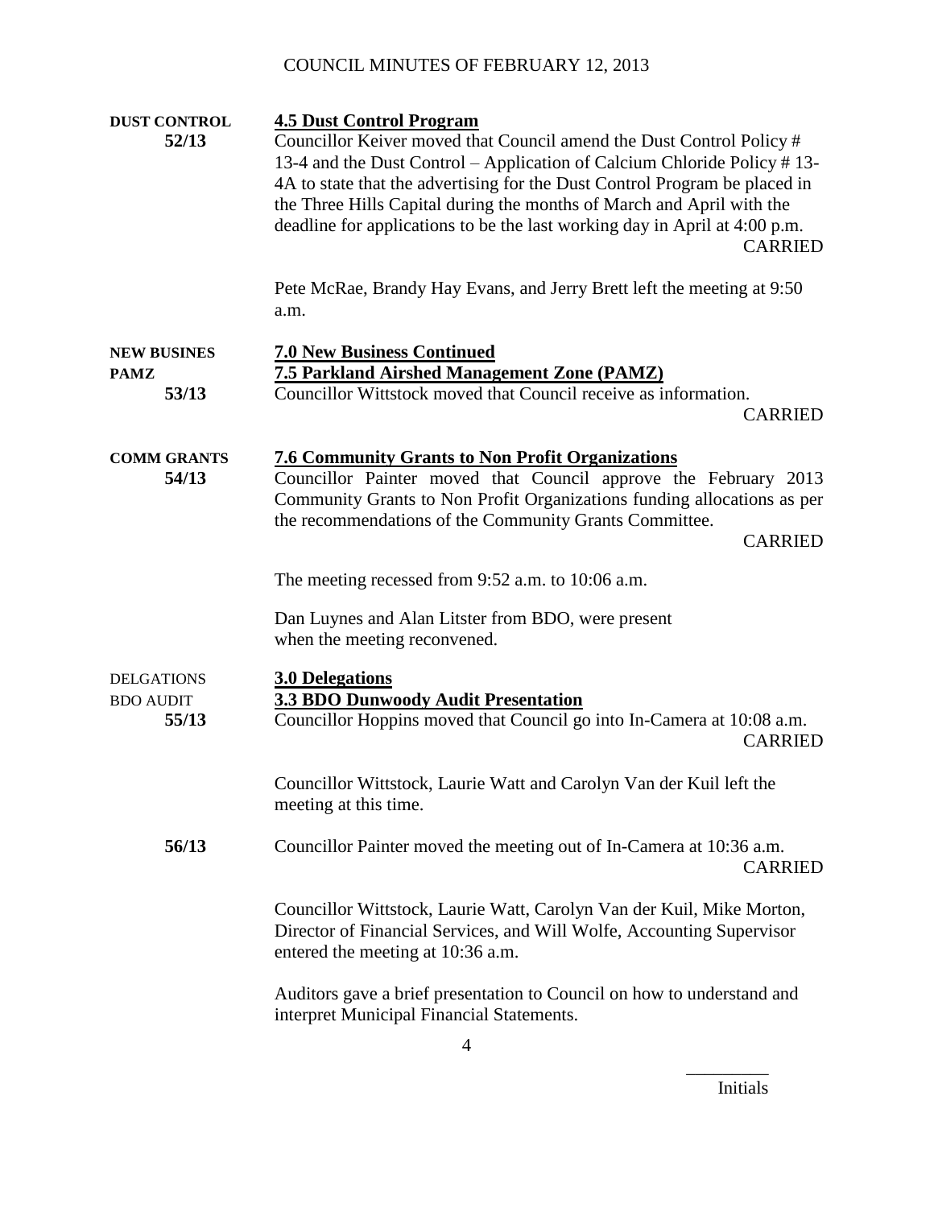# COUNCIL MINUTES OF FEBRUARY 12, 2013

**DUST CONTROL**
**52/13**

**4.5 Dust Control Program**

Councillor Keiver moved that Council amend the Dust Control Policy # 13-4 and the Dust Control – Application of Calcium Chloride Policy # 13-4A to state that the advertising for the Dust Control Program be placed in the Three Hills Capital during the months of March and April with the deadline for applications to be the last working day in April at 4:00 p.m.

CARRIED

Pete McRae, Brandy Hay Evans, and Jerry Brett left the meeting at 9:50 a.m.

**NEW BUSINES**
**PAMZ**
**53/13**

**7.0 New Business Continued**

**7.5 Parkland Airshed Management Zone (PAMZ)**

Councillor Wittstock moved that Council receive as information.

CARRIED

**COMM GRANTS**
**54/13**

**7.6 Community Grants to Non Profit Organizations**

Councillor Painter moved that Council approve the February 2013 Community Grants to Non Profit Organizations funding allocations as per the recommendations of the Community Grants Committee.

CARRIED

The meeting recessed from 9:52 a.m. to 10:06 a.m.

Dan Luynes and Alan Litster from BDO, were present when the meeting reconvened.

DELGATIONS
BDO AUDIT
**55/13**

**3.0 Delegations**

**3.3 BDO Dunwoody Audit Presentation**

Councillor Hoppins moved that Council go into In-Camera at 10:08 a.m.

CARRIED

Councillor Wittstock, Laurie Watt and Carolyn Van der Kuil left the meeting at this time.

**56/13**

Councillor Painter moved the meeting out of In-Camera at 10:36 a.m.

CARRIED

Councillor Wittstock, Laurie Watt, Carolyn Van der Kuil, Mike Morton, Director of Financial Services, and Will Wolfe, Accounting Supervisor entered the meeting at 10:36 a.m.

Auditors gave a brief presentation to Council on how to understand and interpret Municipal Financial Statements.

_________
Initials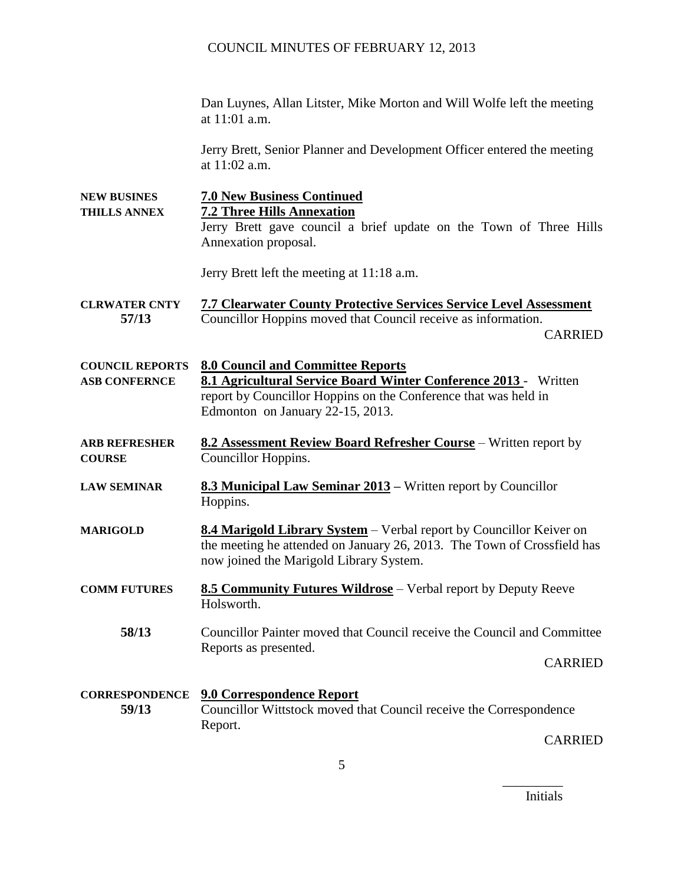Dan Luynes, Allan Litster, Mike Morton and Will Wolfe left the meeting at 11:01 a.m.

Jerry Brett, Senior Planner and Development Officer entered the meeting at 11:02 a.m.

**NEW BUSINES**
**THILLS ANNEX**

**7.0 New Business Continued**
**7.2 Three Hills Annexation**

Jerry Brett gave council a brief update on the Town of Three Hills Annexation proposal.

Jerry Brett left the meeting at 11:18 a.m.

**CLRWATER CNTY**
**57/13**

**7.7 Clearwater County Protective Services Service Level Assessment**

Councillor Hoppins moved that Council receive as information.

CARRIED

**COUNCIL REPORTS**
**ASB CONFERNCE**

**8.0 Council and Committee Reports**
**8.1 Agricultural Service Board Winter Conference 2013** - Written report by Councillor Hoppins on the Conference that was held in Edmonton on January 22-15, 2013.

**ARB REFRESHER COURSE**

**8.2 Assessment Review Board Refresher Course** – Written report by Councillor Hoppins.

**LAW SEMINAR**

**8.3 Municipal Law Seminar 2013 –** Written report by Councillor Hoppins.

**MARIGOLD**

**8.4 Marigold Library System** – Verbal report by Councillor Keiver on the meeting he attended on January 26, 2013. The Town of Crossfield has now joined the Marigold Library System.

**COMM FUTURES**

**8.5 Community Futures Wildrose** – Verbal report by Deputy Reeve Holsworth.

**58/13**

Councillor Painter moved that Council receive the Council and Committee Reports as presented.

CARRIED

**CORRESPONDENCE**
**59/13**

**9.0 Correspondence Report**

Councillor Wittstock moved that Council receive the Correspondence Report.

CARRIED

_________
Initials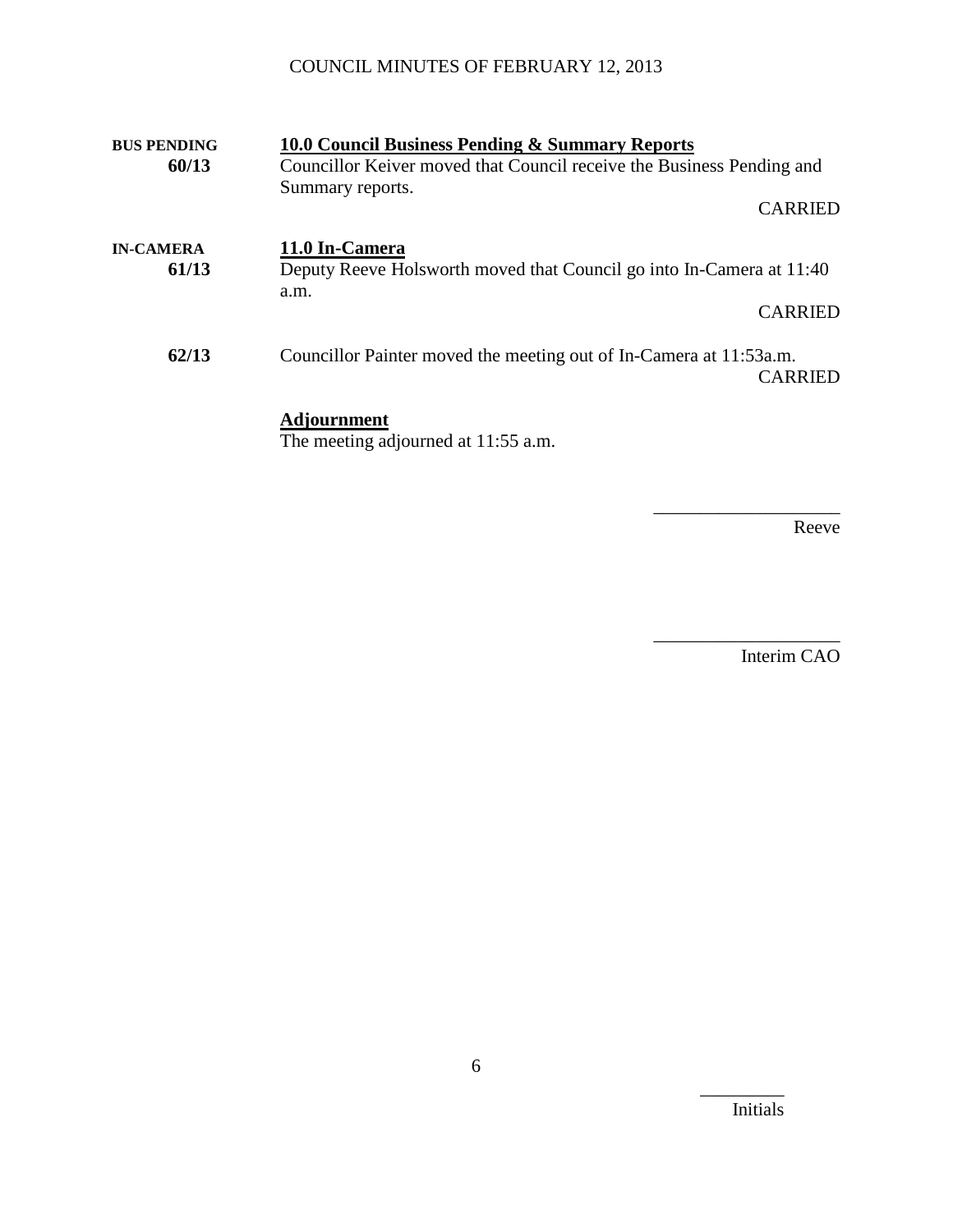**BUS PENDING**
**60/13**

## 10.0 Council Business Pending & Summary Reports

Councillor Keiver moved that Council receive the Business Pending and Summary reports.

CARRIED

**IN-CAMERA**
**61/13**

## 11.0 In-Camera

Deputy Reeve Holsworth moved that Council go into In-Camera at 11:40 a.m.

CARRIED

**62/13**

Councillor Painter moved the meeting out of In-Camera at 11:53a.m.

CARRIED

## Adjournment

The meeting adjourned at 11:55 a.m.

____________________
Reeve

____________________
Interim CAO

_________
Initials